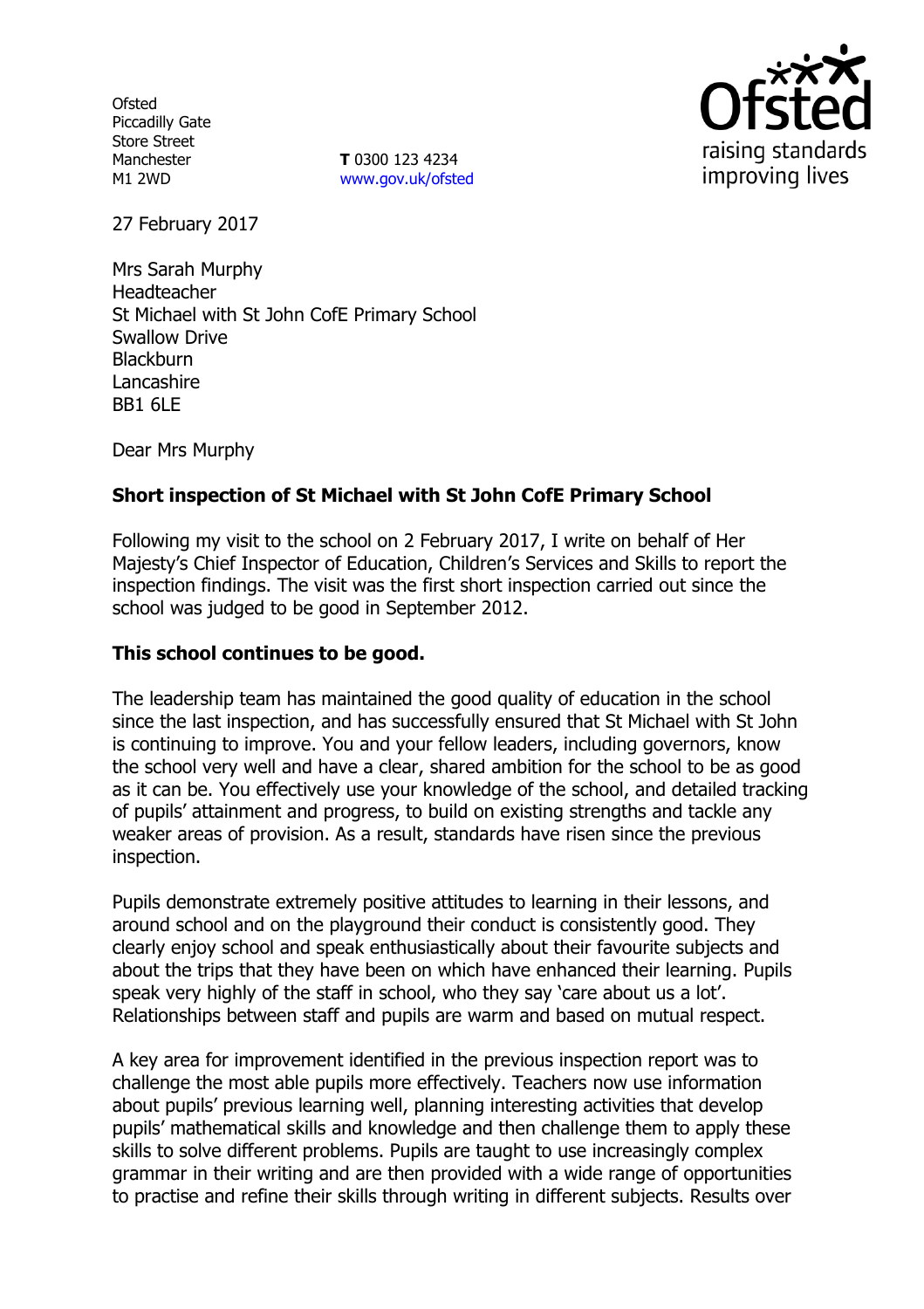Ofsted
Piccadilly Gate
Store Street
Manchester
M1 2WD

**T** 0300 123 4234
www.gov.uk/ofsted

27 February 2017

Mrs Sarah Murphy
Headteacher
St Michael with St John CofE Primary School
Swallow Drive
Blackburn
Lancashire
BB1 6LE

Dear Mrs Murphy

**Short inspection of St Michael with St John CofE Primary School**

Following my visit to the school on 2 February 2017, I write on behalf of Her Majesty's Chief Inspector of Education, Children's Services and Skills to report the inspection findings. The visit was the first short inspection carried out since the school was judged to be good in September 2012.

**This school continues to be good.**

The leadership team has maintained the good quality of education in the school since the last inspection, and has successfully ensured that St Michael with St John is continuing to improve. You and your fellow leaders, including governors, know the school very well and have a clear, shared ambition for the school to be as good as it can be. You effectively use your knowledge of the school, and detailed tracking of pupils' attainment and progress, to build on existing strengths and tackle any weaker areas of provision. As a result, standards have risen since the previous inspection.

Pupils demonstrate extremely positive attitudes to learning in their lessons, and around school and on the playground their conduct is consistently good. They clearly enjoy school and speak enthusiastically about their favourite subjects and about the trips that they have been on which have enhanced their learning. Pupils speak very highly of the staff in school, who they say 'care about us a lot'. Relationships between staff and pupils are warm and based on mutual respect.

A key area for improvement identified in the previous inspection report was to challenge the most able pupils more effectively. Teachers now use information about pupils' previous learning well, planning interesting activities that develop pupils' mathematical skills and knowledge and then challenge them to apply these skills to solve different problems. Pupils are taught to use increasingly complex grammar in their writing and are then provided with a wide range of opportunities to practise and refine their skills through writing in different subjects. Results over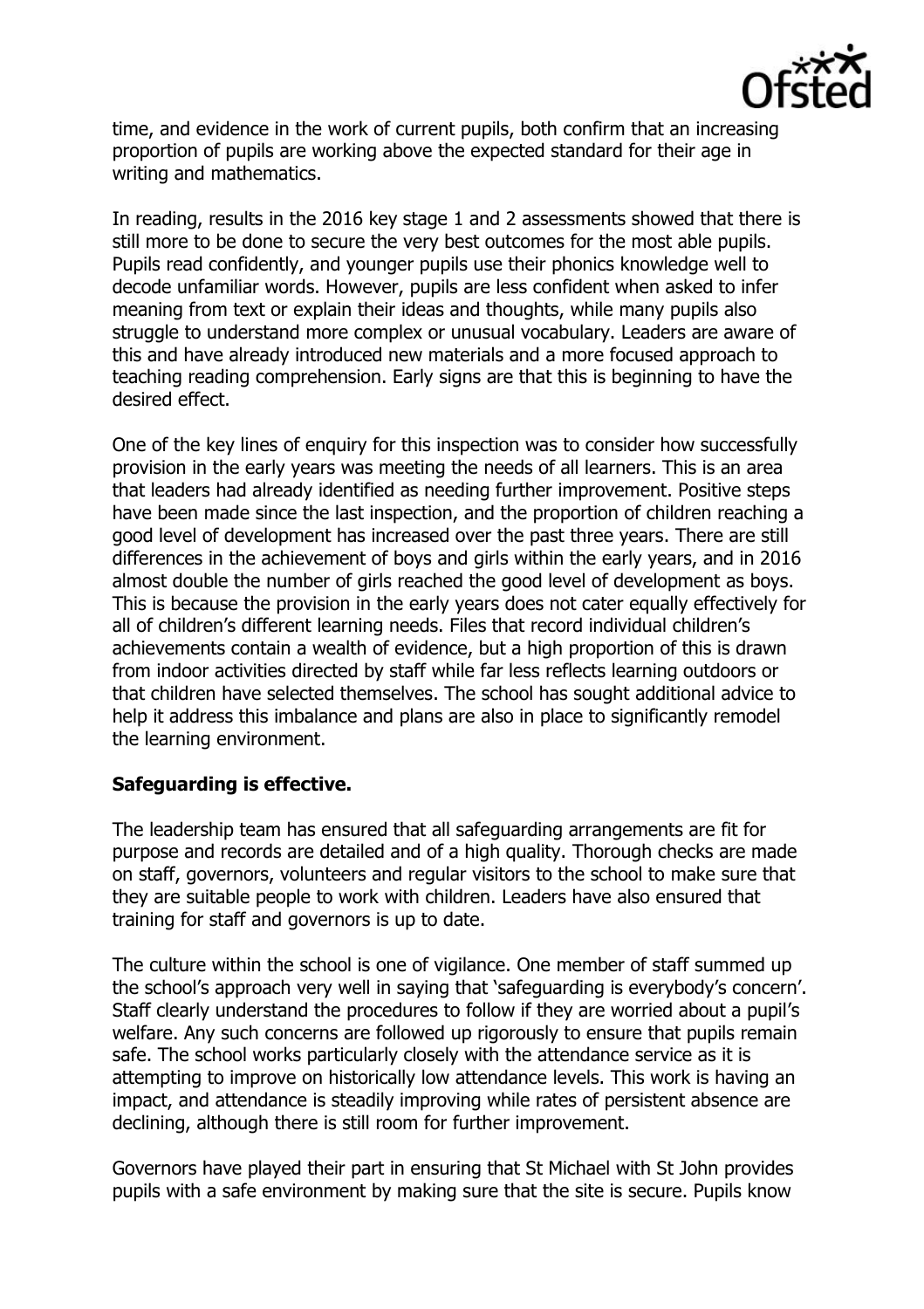time, and evidence in the work of current pupils, both confirm that an increasing proportion of pupils are working above the expected standard for their age in writing and mathematics.

In reading, results in the 2016 key stage 1 and 2 assessments showed that there is still more to be done to secure the very best outcomes for the most able pupils. Pupils read confidently, and younger pupils use their phonics knowledge well to decode unfamiliar words. However, pupils are less confident when asked to infer meaning from text or explain their ideas and thoughts, while many pupils also struggle to understand more complex or unusual vocabulary. Leaders are aware of this and have already introduced new materials and a more focused approach to teaching reading comprehension. Early signs are that this is beginning to have the desired effect.

One of the key lines of enquiry for this inspection was to consider how successfully provision in the early years was meeting the needs of all learners. This is an area that leaders had already identified as needing further improvement. Positive steps have been made since the last inspection, and the proportion of children reaching a good level of development has increased over the past three years. There are still differences in the achievement of boys and girls within the early years, and in 2016 almost double the number of girls reached the good level of development as boys. This is because the provision in the early years does not cater equally effectively for all of children's different learning needs. Files that record individual children's achievements contain a wealth of evidence, but a high proportion of this is drawn from indoor activities directed by staff while far less reflects learning outdoors or that children have selected themselves. The school has sought additional advice to help it address this imbalance and plans are also in place to significantly remodel the learning environment.

**Safeguarding is effective.**

The leadership team has ensured that all safeguarding arrangements are fit for purpose and records are detailed and of a high quality. Thorough checks are made on staff, governors, volunteers and regular visitors to the school to make sure that they are suitable people to work with children. Leaders have also ensured that training for staff and governors is up to date.

The culture within the school is one of vigilance. One member of staff summed up the school's approach very well in saying that 'safeguarding is everybody's concern'. Staff clearly understand the procedures to follow if they are worried about a pupil's welfare. Any such concerns are followed up rigorously to ensure that pupils remain safe. The school works particularly closely with the attendance service as it is attempting to improve on historically low attendance levels. This work is having an impact, and attendance is steadily improving while rates of persistent absence are declining, although there is still room for further improvement.

Governors have played their part in ensuring that St Michael with St John provides pupils with a safe environment by making sure that the site is secure. Pupils know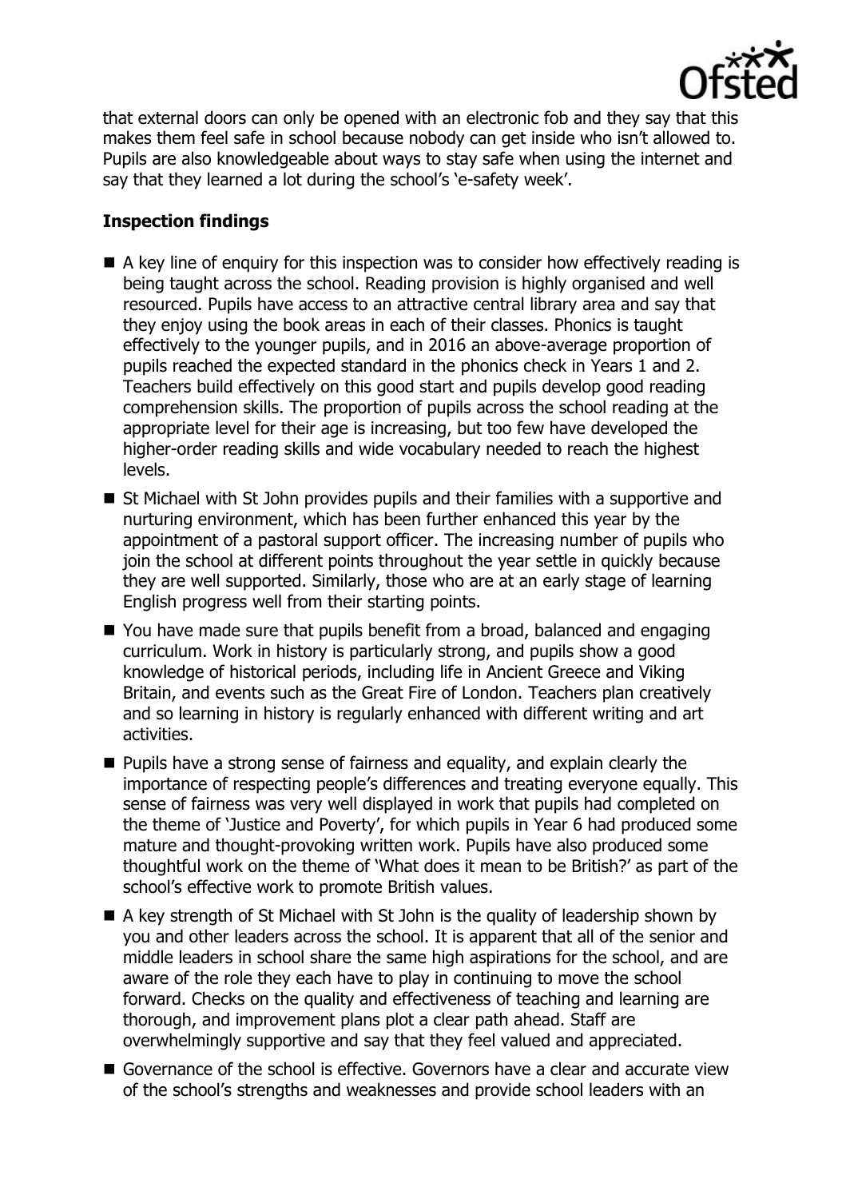that external doors can only be opened with an electronic fob and they say that this makes them feel safe in school because nobody can get inside who isn't allowed to. Pupils are also knowledgeable about ways to stay safe when using the internet and say that they learned a lot during the school's 'e-safety week'.

**Inspection findings**

- A key line of enquiry for this inspection was to consider how effectively reading is being taught across the school. Reading provision is highly organised and well resourced. Pupils have access to an attractive central library area and say that they enjoy using the book areas in each of their classes. Phonics is taught effectively to the younger pupils, and in 2016 an above-average proportion of pupils reached the expected standard in the phonics check in Years 1 and 2. Teachers build effectively on this good start and pupils develop good reading comprehension skills. The proportion of pupils across the school reading at the appropriate level for their age is increasing, but too few have developed the higher-order reading skills and wide vocabulary needed to reach the highest levels.
- St Michael with St John provides pupils and their families with a supportive and nurturing environment, which has been further enhanced this year by the appointment of a pastoral support officer. The increasing number of pupils who join the school at different points throughout the year settle in quickly because they are well supported. Similarly, those who are at an early stage of learning English progress well from their starting points.
- You have made sure that pupils benefit from a broad, balanced and engaging curriculum. Work in history is particularly strong, and pupils show a good knowledge of historical periods, including life in Ancient Greece and Viking Britain, and events such as the Great Fire of London. Teachers plan creatively and so learning in history is regularly enhanced with different writing and art activities.
- Pupils have a strong sense of fairness and equality, and explain clearly the importance of respecting people's differences and treating everyone equally. This sense of fairness was very well displayed in work that pupils had completed on the theme of 'Justice and Poverty', for which pupils in Year 6 had produced some mature and thought-provoking written work. Pupils have also produced some thoughtful work on the theme of 'What does it mean to be British?' as part of the school's effective work to promote British values.
- A key strength of St Michael with St John is the quality of leadership shown by you and other leaders across the school. It is apparent that all of the senior and middle leaders in school share the same high aspirations for the school, and are aware of the role they each have to play in continuing to move the school forward. Checks on the quality and effectiveness of teaching and learning are thorough, and improvement plans plot a clear path ahead. Staff are overwhelmingly supportive and say that they feel valued and appreciated.
- Governance of the school is effective. Governors have a clear and accurate view of the school's strengths and weaknesses and provide school leaders with an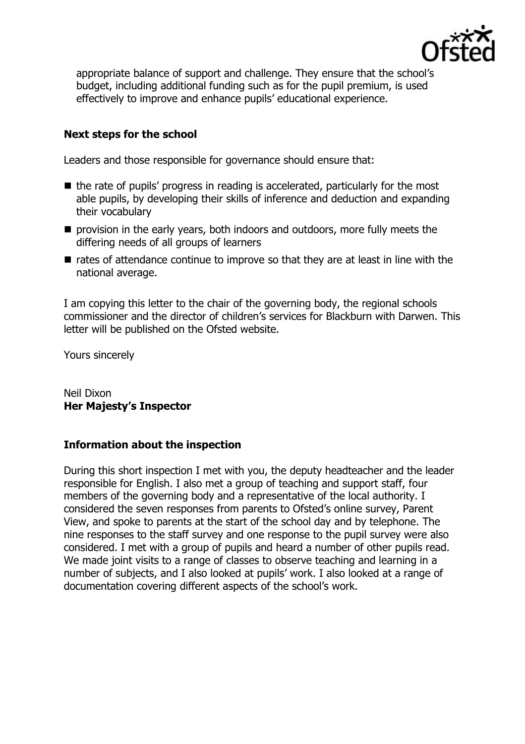appropriate balance of support and challenge. They ensure that the school's budget, including additional funding such as for the pupil premium, is used effectively to improve and enhance pupils' educational experience.

**Next steps for the school**

Leaders and those responsible for governance should ensure that:

- the rate of pupils' progress in reading is accelerated, particularly for the most able pupils, by developing their skills of inference and deduction and expanding their vocabulary
- provision in the early years, both indoors and outdoors, more fully meets the differing needs of all groups of learners
- rates of attendance continue to improve so that they are at least in line with the national average.

I am copying this letter to the chair of the governing body, the regional schools commissioner and the director of children's services for Blackburn with Darwen. This letter will be published on the Ofsted website.

Yours sincerely

Neil Dixon
**Her Majesty's Inspector**

**Information about the inspection**

During this short inspection I met with you, the deputy headteacher and the leader responsible for English. I also met a group of teaching and support staff, four members of the governing body and a representative of the local authority. I considered the seven responses from parents to Ofsted's online survey, Parent View, and spoke to parents at the start of the school day and by telephone. The nine responses to the staff survey and one response to the pupil survey were also considered. I met with a group of pupils and heard a number of other pupils read. We made joint visits to a range of classes to observe teaching and learning in a number of subjects, and I also looked at pupils' work. I also looked at a range of documentation covering different aspects of the school's work.